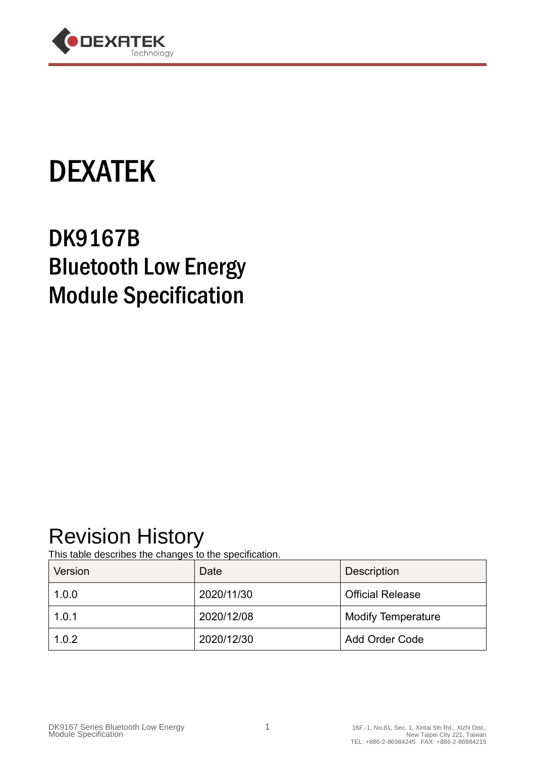# DEXATEK

## DK9167B Bluetooth Low Energy Module Specification

## Revision History

This table describes the changes to the specification.

| Version | Date | Description |
|---|---|---|
| 1.0.0 | 2020/11/30 | Official Release |
| 1.0.1 | 2020/12/08 | Modify Temperature |
| 1.0.2 | 2020/12/30 | Add Order Code |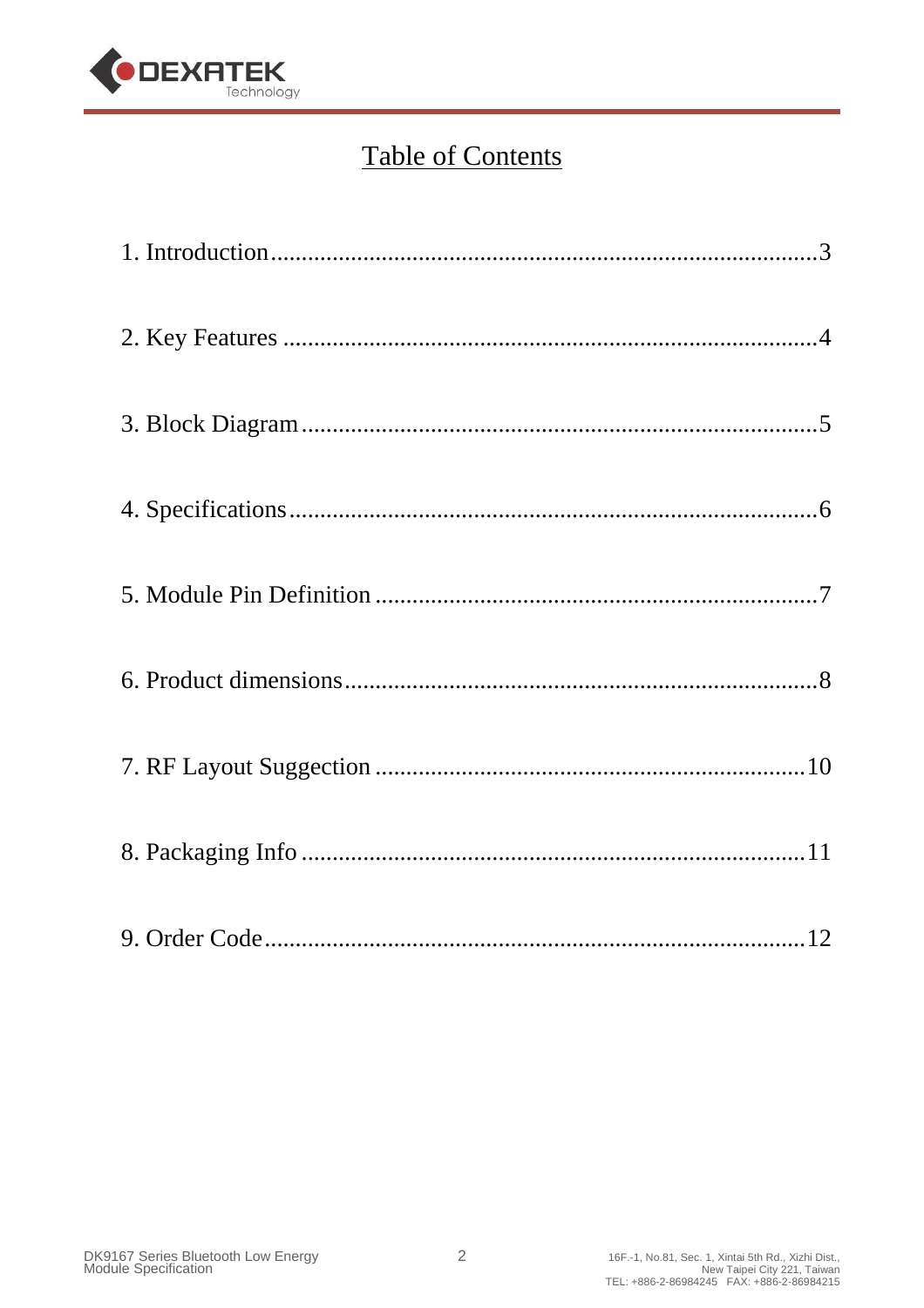# Table of Contents

1. Introduction........................................................................................3

2. Key Features ......................................................................................4

3. Block Diagram....................................................................................5

4. Specifications......................................................................................6

5. Module Pin Definition ........................................................................7

6. Product dimensions.............................................................................8

7. RF Layout Suggection .......................................................................10

8. Packaging Info ...................................................................................11

9. Order Code.........................................................................................12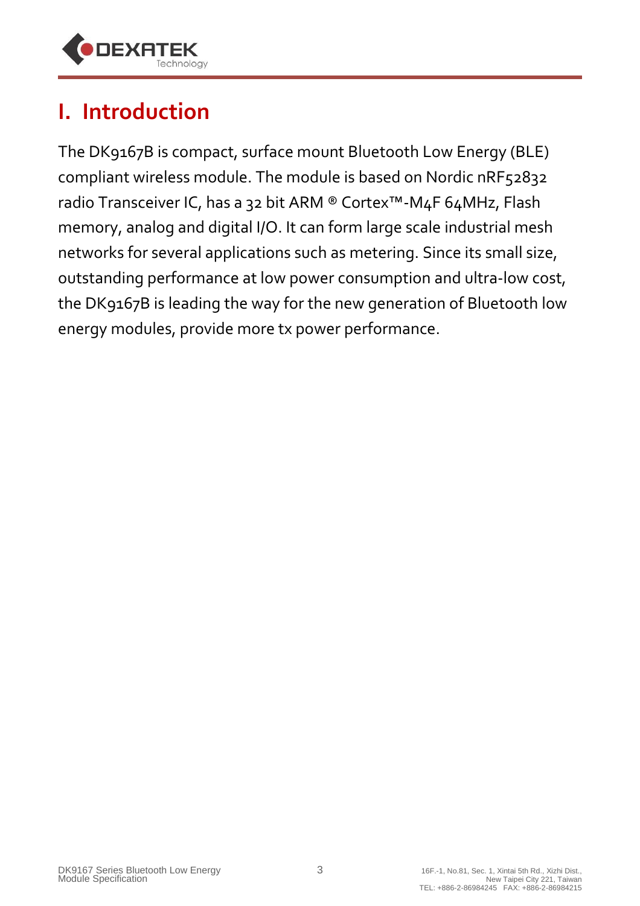# I. Introduction

The DK9167B is compact, surface mount Bluetooth Low Energy (BLE) compliant wireless module. The module is based on Nordic nRF52832 radio Transceiver IC, has a 32 bit ARM ® Cortex™-M4F 64MHz, Flash memory, analog and digital I/O. It can form large scale industrial mesh networks for several applications such as metering. Since its small size, outstanding performance at low power consumption and ultra-low cost, the DK9167B is leading the way for the new generation of Bluetooth low energy modules, provide more tx power performance.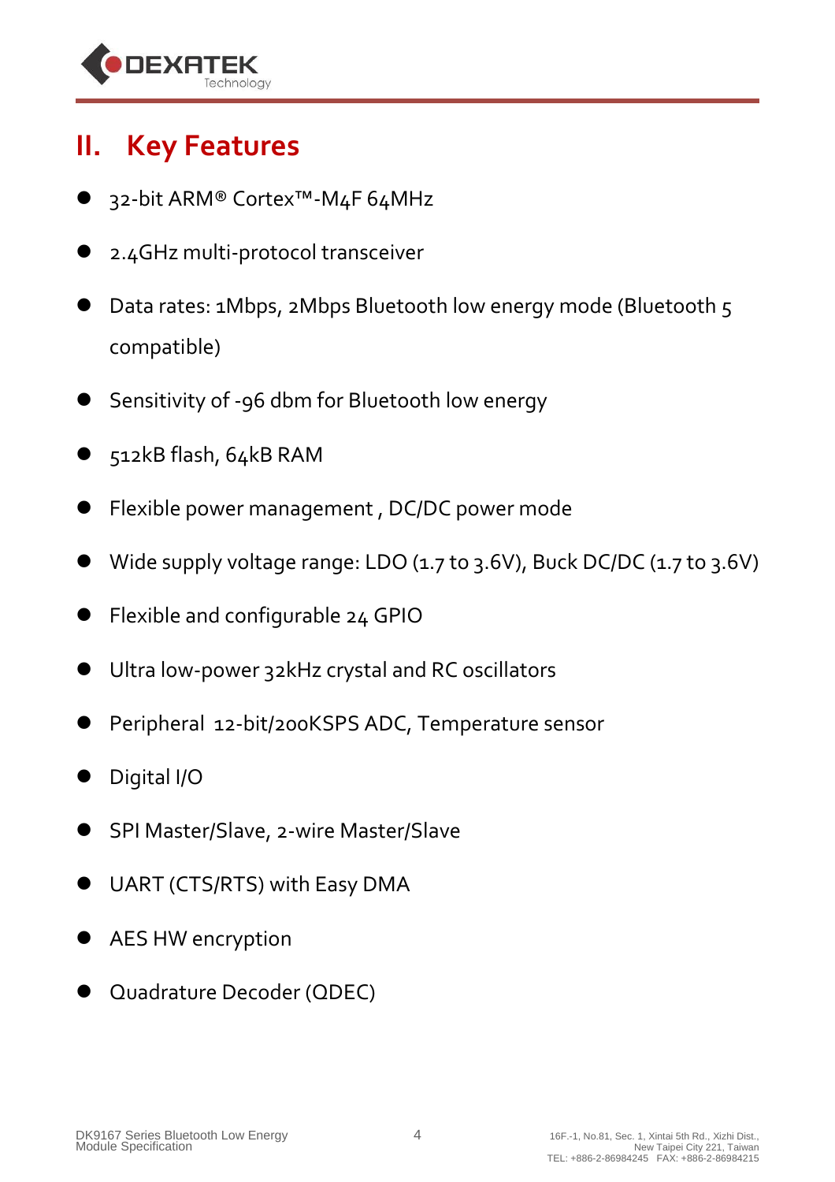## II. Key Features

- 32-bit ARM® Cortex™-M4F 64MHz
- 2.4GHz multi-protocol transceiver
- Data rates: 1Mbps, 2Mbps Bluetooth low energy mode (Bluetooth 5 compatible)
- Sensitivity of -96 dbm for Bluetooth low energy
- 512kB flash, 64kB RAM
- Flexible power management , DC/DC power mode
- Wide supply voltage range: LDO (1.7 to 3.6V), Buck DC/DC (1.7 to 3.6V)
- Flexible and configurable 24 GPIO
- Ultra low-power 32kHz crystal and RC oscillators
- Peripheral 12-bit/200KSPS ADC, Temperature sensor
- Digital I/O
- SPI Master/Slave, 2-wire Master/Slave
- UART (CTS/RTS) with Easy DMA
- AES HW encryption
- Quadrature Decoder (QDEC)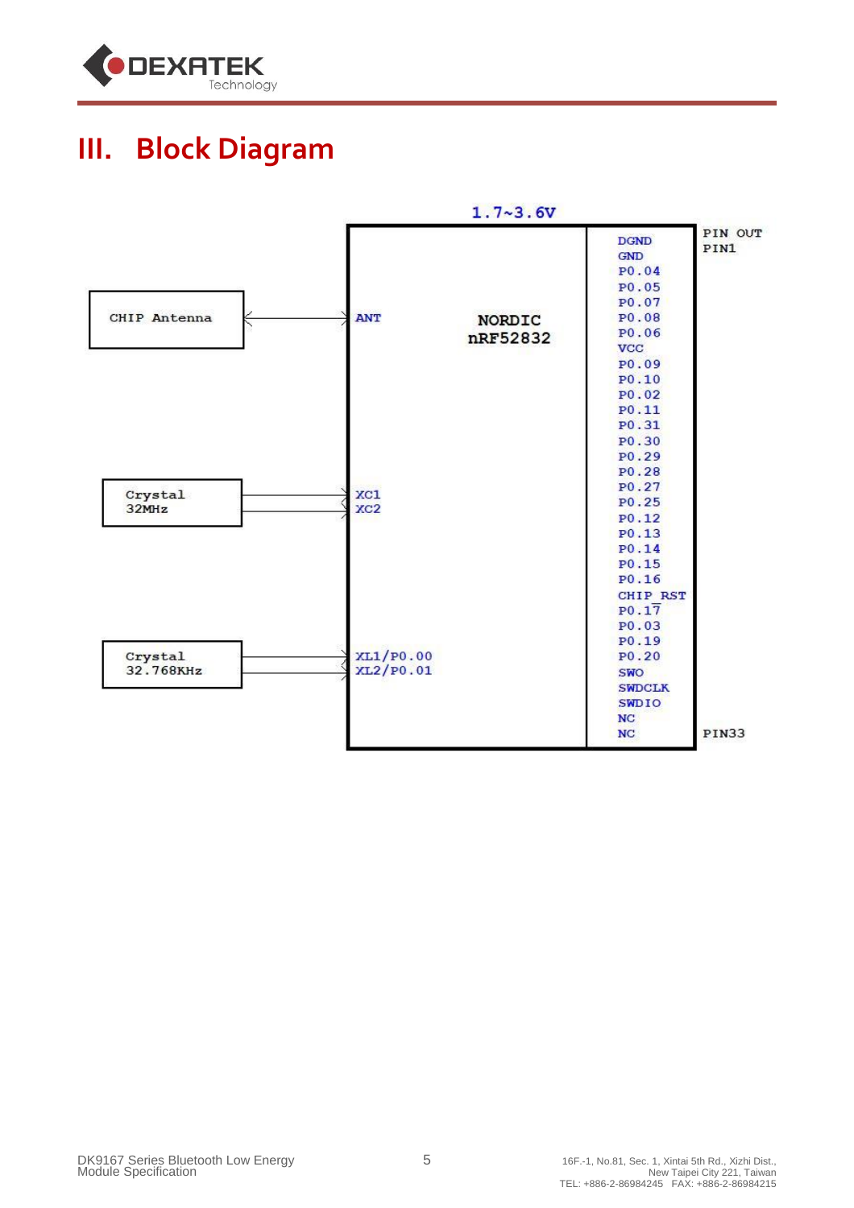# III. Block Diagram

1.7~3.6V

CHIP Antenna ↔ ANT

Crystal 32MHz → XC1, XC2

Crystal 32.768KHz → XL1/P0.00, XL2/P0.01

NORDIC nRF52832

PIN OUT

PIN1

DGND
GND
P0.04
P0.05
P0.07
P0.08
P0.06
VCC
P0.09
P0.10
P0.02
P0.11
P0.31
P0.30
P0.29
P0.28
P0.27
P0.25
P0.12
P0.13
P0.14
P0.15
P0.16
CHIP_RST
P0.17
P0.03
P0.19
P0.20
SWO
SWDCLK
SWDIO
NC
NC

PIN33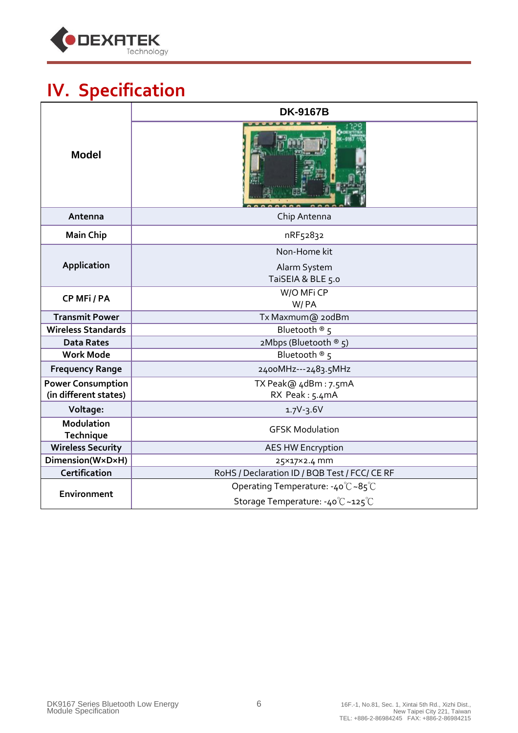# IV. Specification

| Model | DK-9167B |
|---|---|
| Antenna | Chip Antenna |
| Main Chip | nRF52832 |
| Application | Non-Home kit<br>Alarm System<br>TaiSEIA & BLE 5.0 |
| CP MFi / PA | W/O MFi CP<br>W/ PA |
| Transmit Power | Tx Maxmum@ 20dBm |
| Wireless Standards | Bluetooth ® 5 |
| Data Rates | 2Mbps (Bluetooth ® 5) |
| Work Mode | Bluetooth ® 5 |
| Frequency Range | 2400MHz---2483.5MHz |
| Power Consumption (in different states) | TX Peak@ 4dBm : 7.5mA<br>RX Peak : 5.4mA |
| Voltage: | 1.7V-3.6V |
| Modulation Technique | GFSK Modulation |
| Wireless Security | AES HW Encryption |
| Dimension(W×D×H) | 25×17×2.4 mm |
| Certification | RoHS / Declaration ID / BQB Test / FCC/ CE RF |
| Environment | Operating Temperature: -40℃~85℃<br>Storage Temperature: -40℃~125℃ |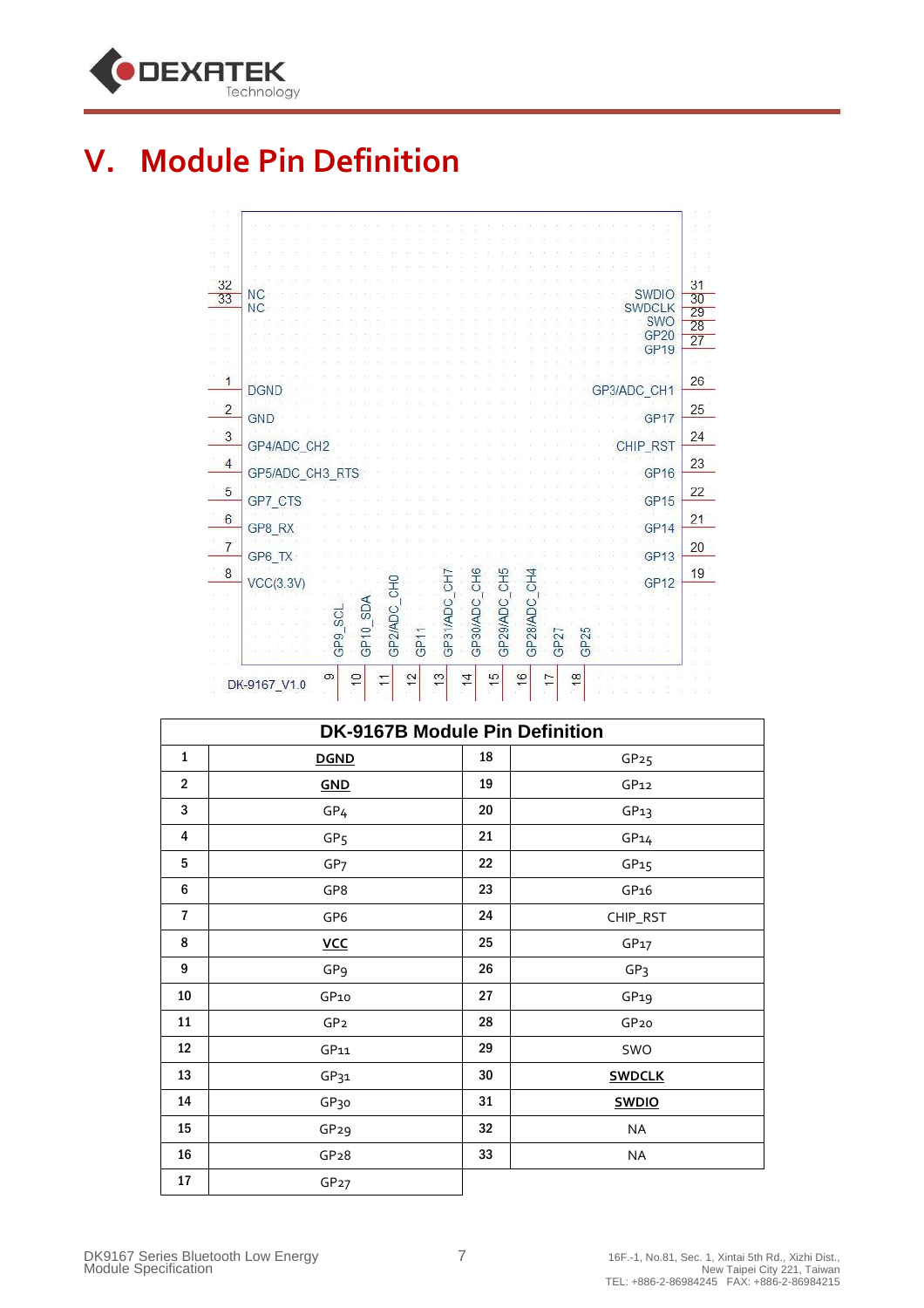# V. Module Pin Definition

| DK-9167B Module Pin Definition | | | |
|---|---|---|---|
| 1 | **DGND** | 18 | GP25 |
| 2 | **GND** | 19 | GP12 |
| 3 | GP4 | 20 | GP13 |
| 4 | GP5 | 21 | GP14 |
| 5 | GP7 | 22 | GP15 |
| 6 | GP8 | 23 | GP16 |
| 7 | GP6 | 24 | CHIP_RST |
| 8 | **VCC** | 25 | GP17 |
| 9 | GP9 | 26 | GP3 |
| 10 | GP10 | 27 | GP19 |
| 11 | GP2 | 28 | GP20 |
| 12 | GP11 | 29 | SWO |
| 13 | GP31 | 30 | **SWDCLK** |
| 14 | GP30 | 31 | **SWDIO** |
| 15 | GP29 | 32 | NA |
| 16 | GP28 | 33 | NA |
| 17 | GP27 | | |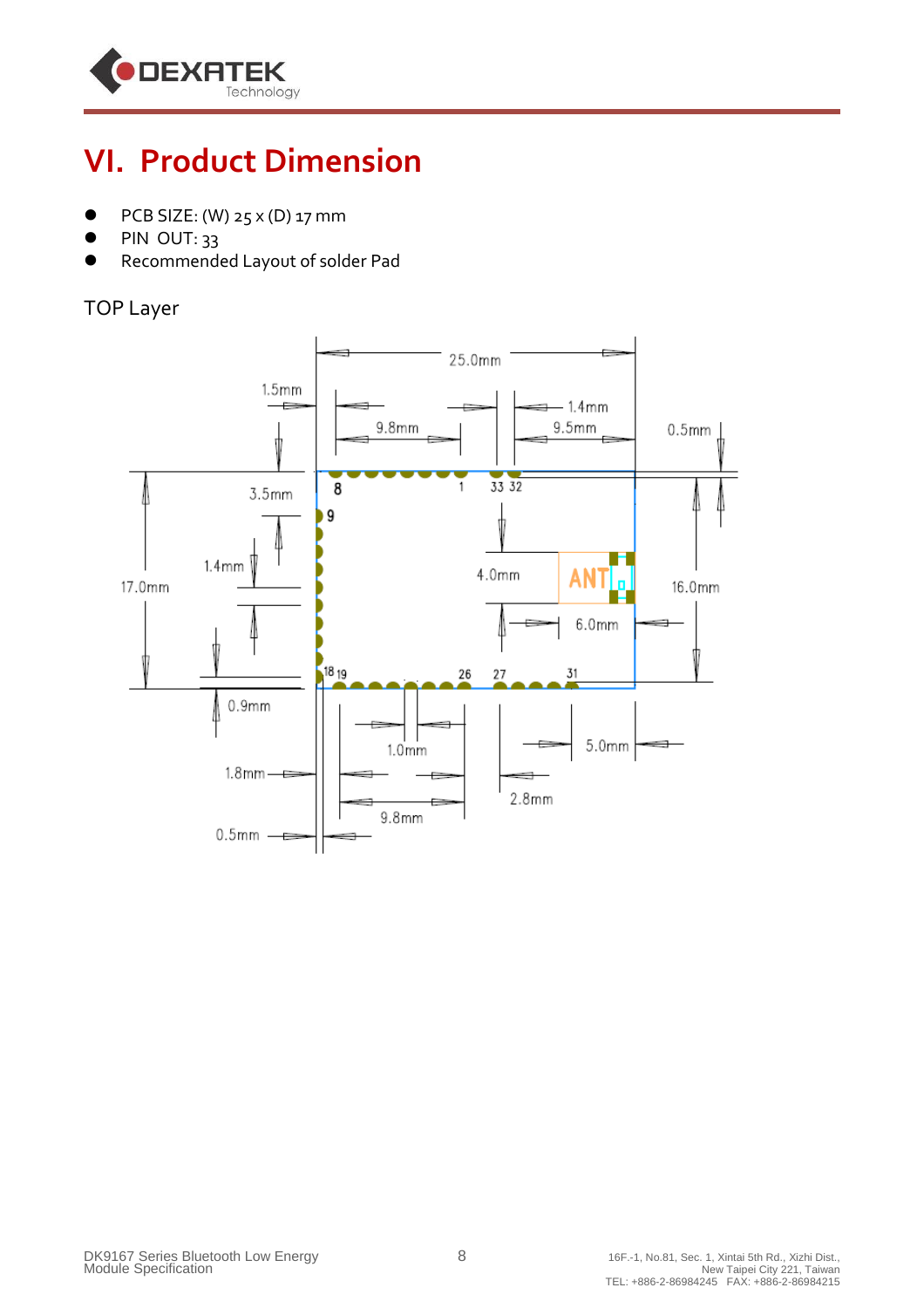# VI. Product Dimension

- PCB SIZE: (W) 25 x (D) 17 mm
- PIN OUT: 33
- Recommended Layout of solder Pad

TOP Layer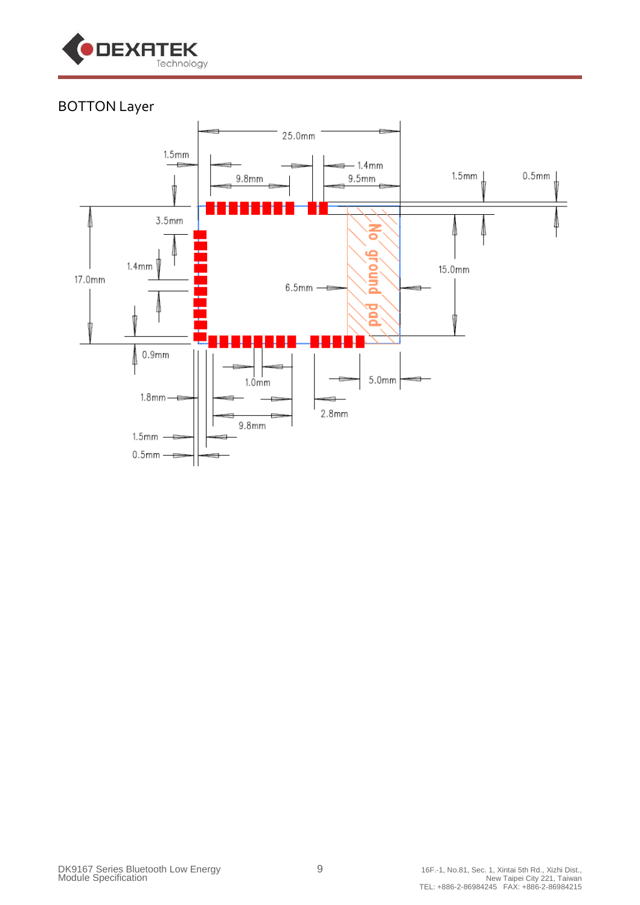## BOTTON Layer

25.0mm

1.5mm

1.4mm

9.8mm

9.5mm

1.5mm

0.5mm

3.5mm

1.4mm

17.0mm

15.0mm

6.5mm

No ground pad

0.9mm

1.0mm

5.0mm

1.8mm

2.8mm

9.8mm

1.5mm

0.5mm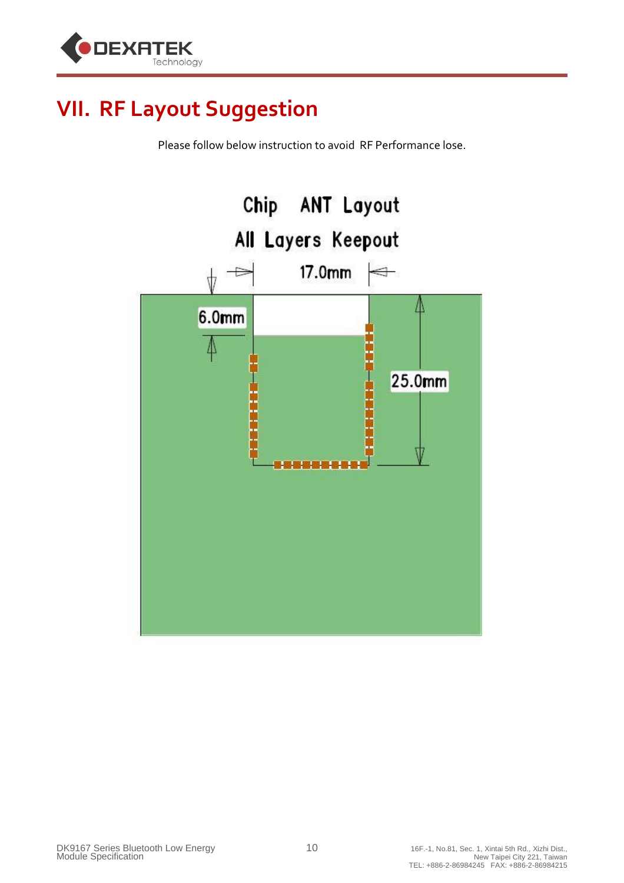# VII. RF Layout Suggestion

Please follow below instruction to avoid RF Performance lose.

Chip ANT Layout

All Layers Keepout

17.0mm

6.0mm

25.0mm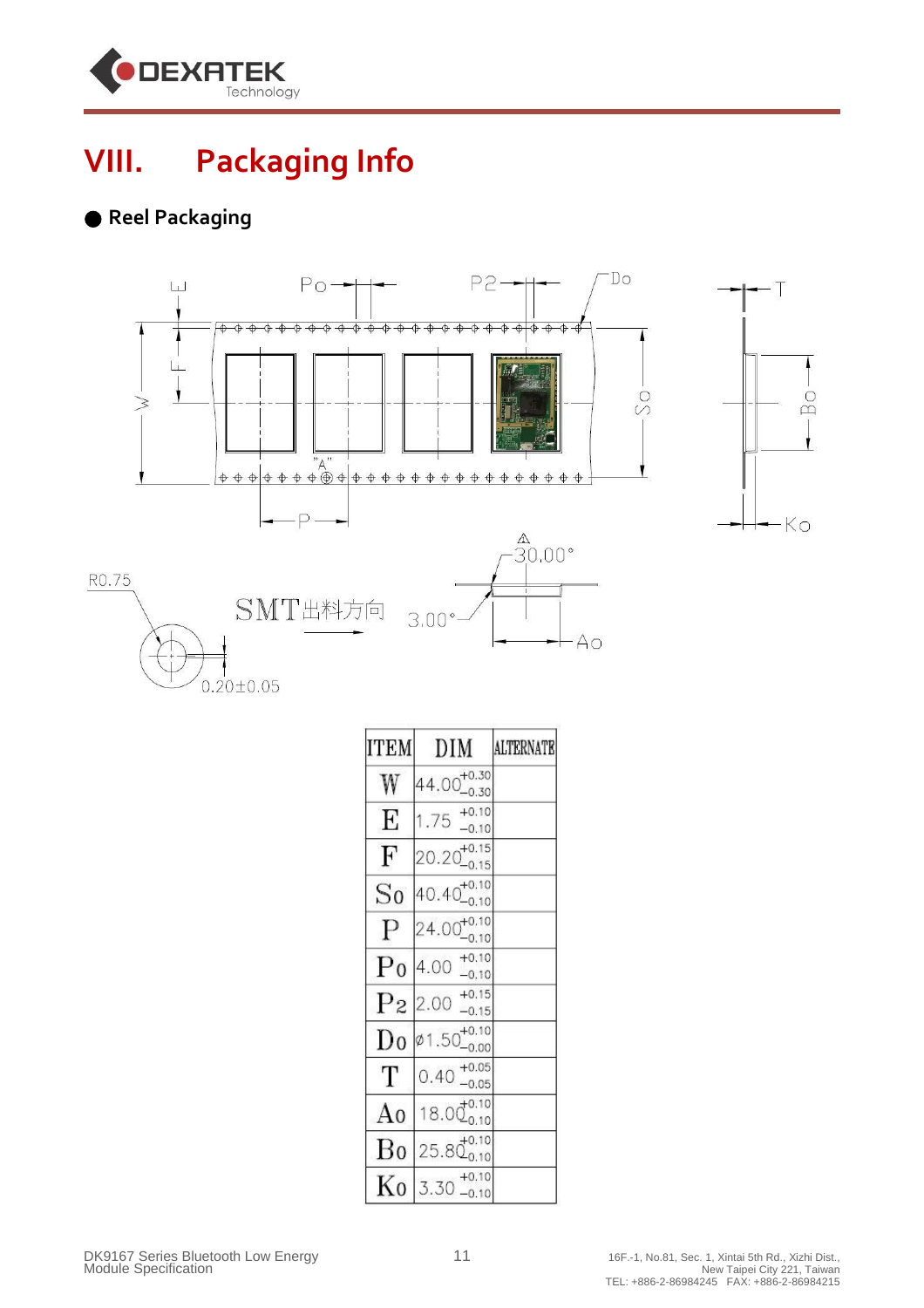## VIII. Packaging Info

- **Reel Packaging**

| ITEM | DIM | ALTERNATE |
|---|---|---|
| W | $44.00^{+0.30}_{-0.30}$ | |
| E | $1.75^{+0.10}_{-0.10}$ | |
| F | $20.20^{+0.15}_{-0.15}$ | |
| So | $40.40^{+0.10}_{-0.10}$ | |
| P | $24.00^{+0.10}_{-0.10}$ | |
| Po | $4.00^{+0.10}_{-0.10}$ | |
| P2 | $2.00^{+0.15}_{-0.15}$ | |
| Do | $\phi 1.50^{+0.10}_{-0.00}$ | |
| T | $0.40^{+0.05}_{-0.05}$ | |
| Ao | $18.00^{+0.10}_{-0.10}$ | |
| Bo | $25.80^{+0.10}_{-0.10}$ | |
| Ko | $3.30^{+0.10}_{-0.10}$ | |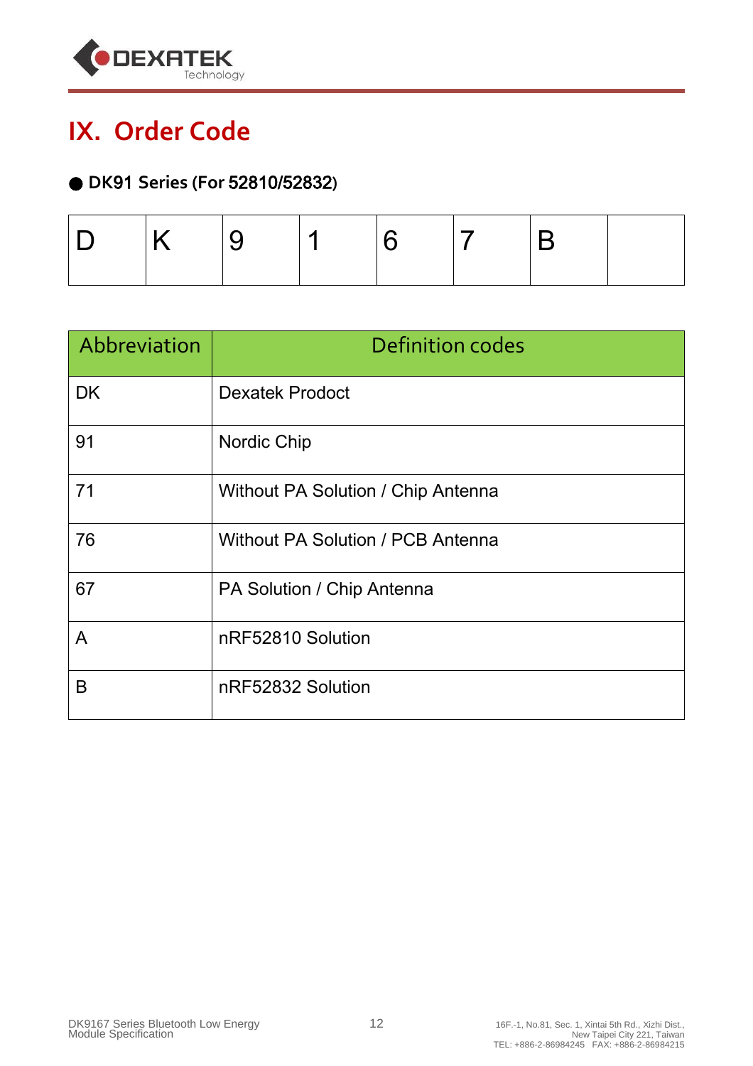# IX. Order Code

● **DK91 Series (For 52810/52832)**

| | | | | | | | |
|---|---|---|---|---|---|---|---|
| D | K | 9 | 1 | 6 | 7 | B | |

| Abbreviation | Definition codes |
|---|---|
| DK | Dexatek Prodoct |
| 91 | Nordic Chip |
| 71 | Without PA Solution / Chip Antenna |
| 76 | Without PA Solution / PCB Antenna |
| 67 | PA Solution / Chip Antenna |
| A | nRF52810 Solution |
| B | nRF52832 Solution |